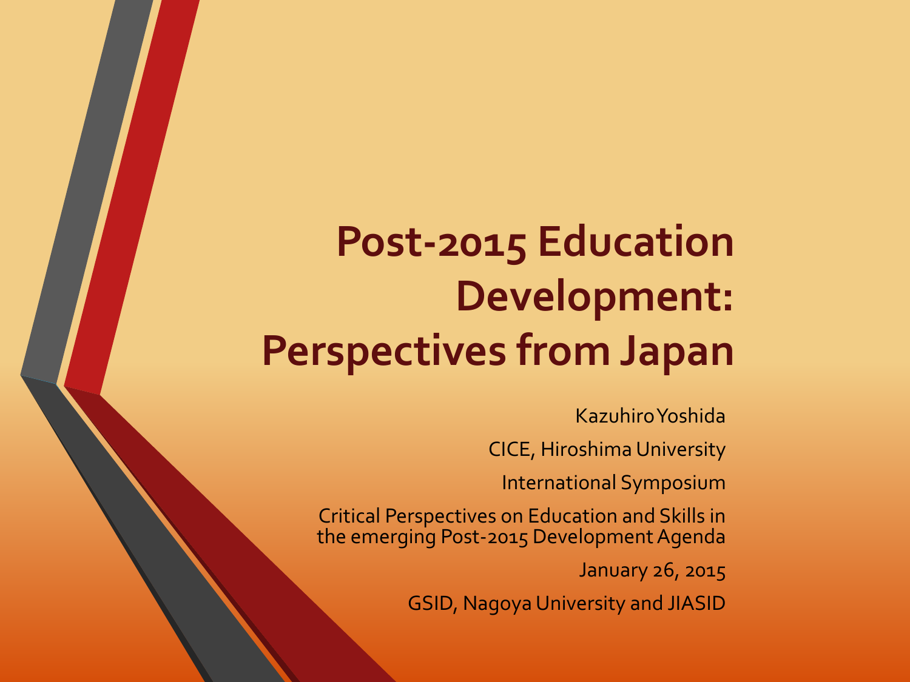# Post-2015 Education Development: Perspectives from Japan

Kazuhiro Yoshida

CICE, Hiroshima University

International Symposium

Critical Perspectives on Education and Skills in the emerging Post-2015 Development Agenda

January 26, 2015

GSID, Nagoya University and JIASID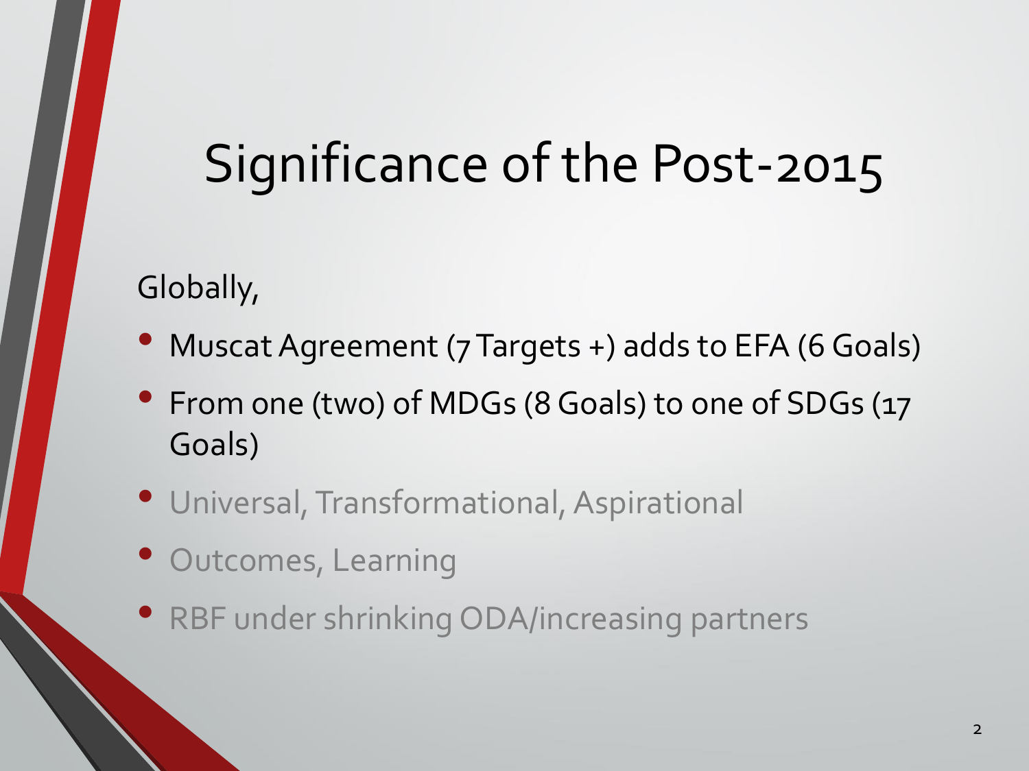# Significance of the Post-2015

Globally,

- Muscat Agreement (7 Targets +) adds to EFA (6 Goals)
- From one (two) of MDGs (8 Goals) to one of SDGs (17 Goals)
- Universal, Transformational, Aspirational
- Outcomes, Learning
- RBF under shrinking ODA/increasing partners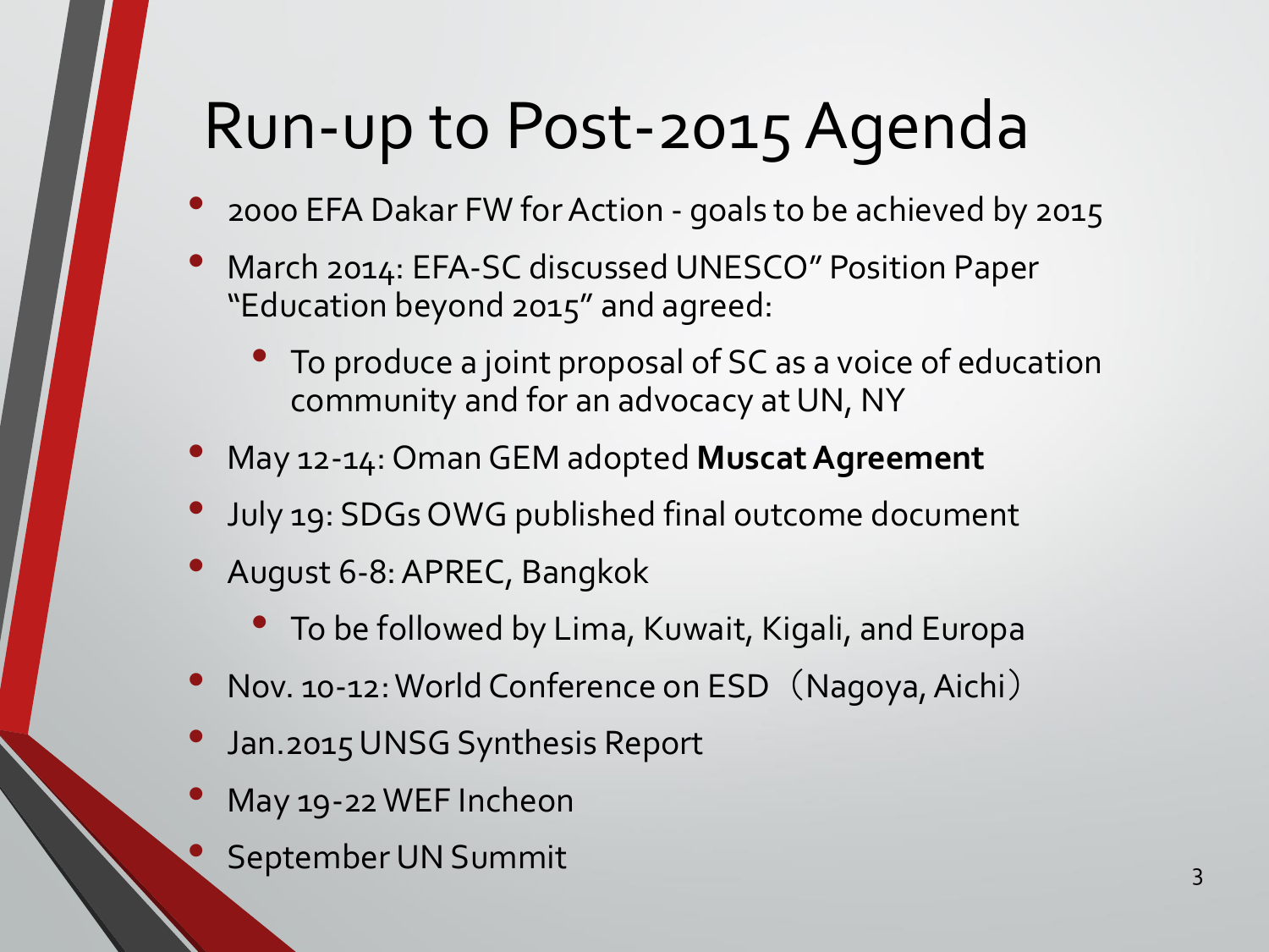# Run-up to Post-2015 Agenda

- 2000 EFA Dakar FW for Action - goals to be achieved by 2015
- March 2014: EFA-SC discussed UNESCO" Position Paper "Education beyond 2015" and agreed:
  - To produce a joint proposal of SC as a voice of education community and for an advocacy at UN, NY
- May 12-14: Oman GEM adopted **Muscat Agreement**
- July 19: SDGs OWG published final outcome document
- August 6-8: APREC, Bangkok
  - To be followed by Lima, Kuwait, Kigali, and Europa
- Nov. 10-12: World Conference on ESD（Nagoya, Aichi）
- Jan.2015 UNSG Synthesis Report
- May 19-22 WEF Incheon
- September UN Summit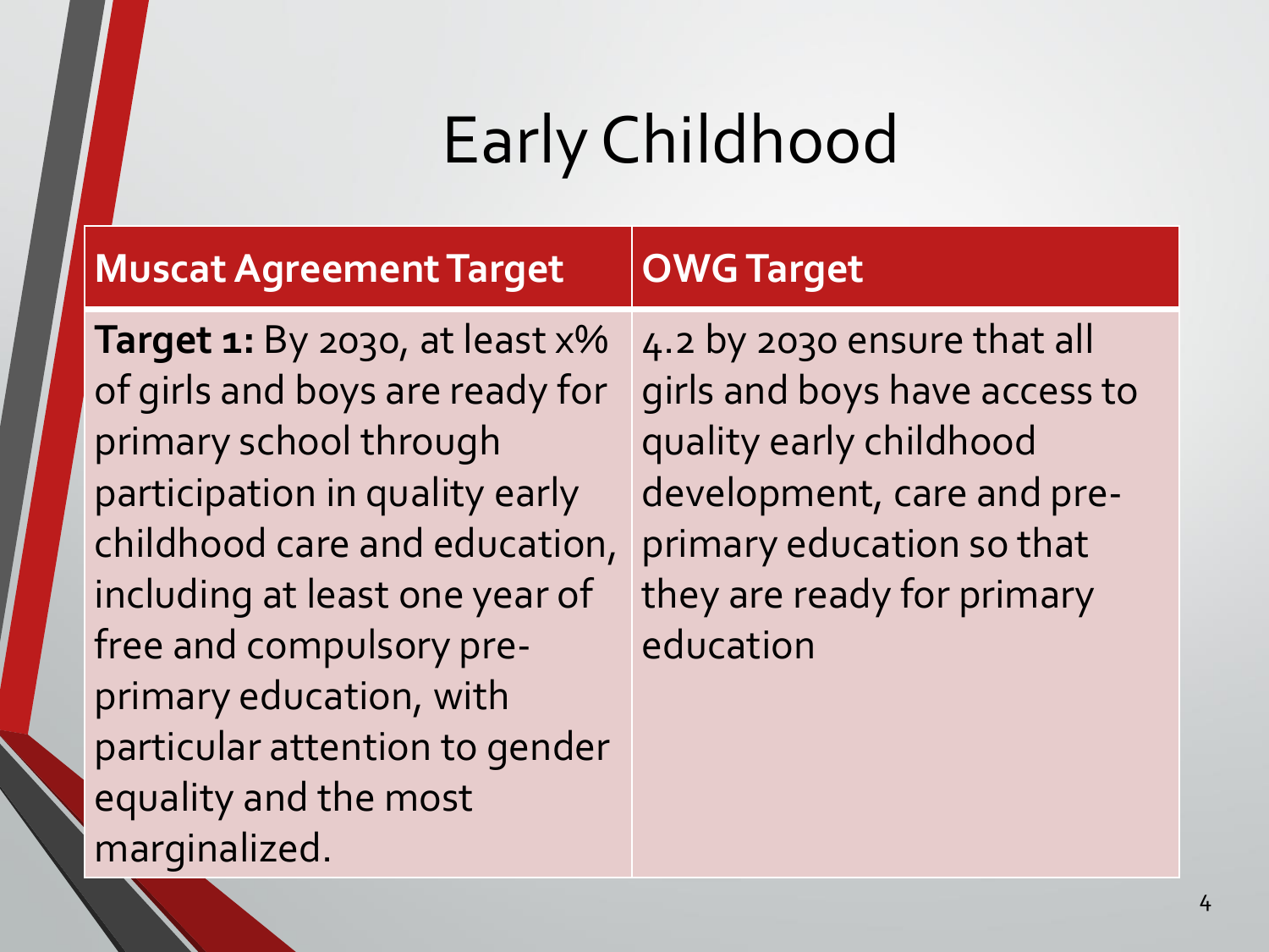# Early Childhood

| Muscat Agreement Target | OWG Target |
| --- | --- |
| **Target 1:** By 2030, at least x% of girls and boys are ready for primary school through participation in quality early childhood care and education, including at least one year of free and compulsory pre-primary education, with particular attention to gender equality and the most marginalized. | 4.2 by 2030 ensure that all girls and boys have access to quality early childhood development, care and pre-primary education so that they are ready for primary education |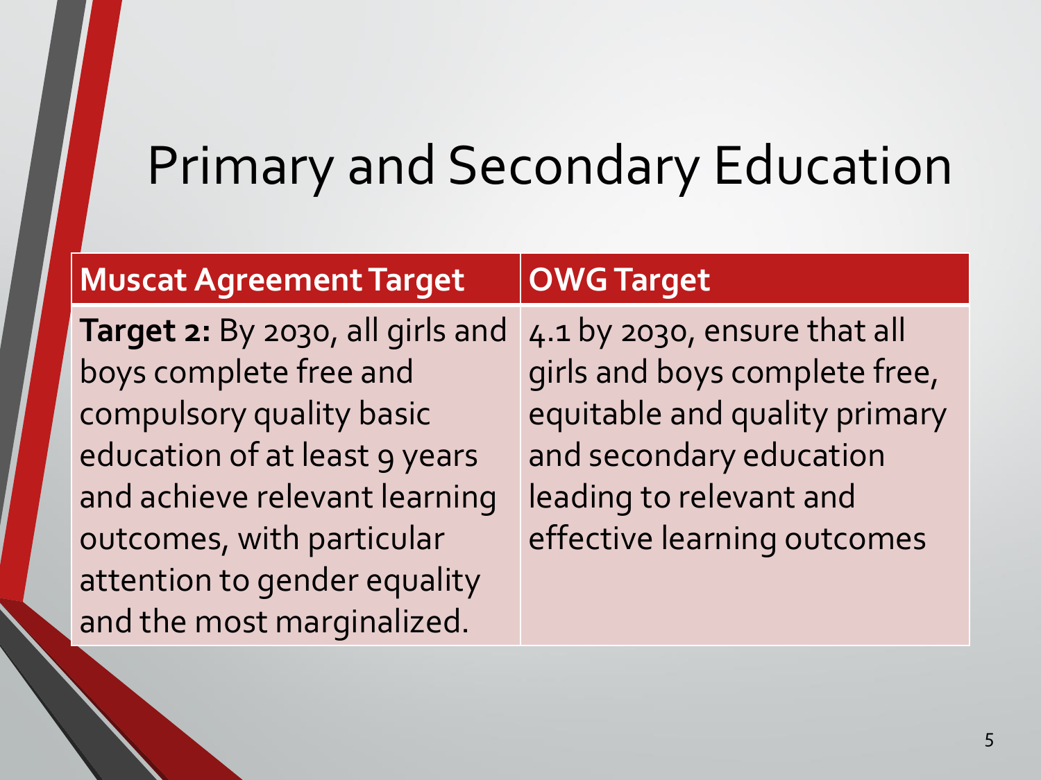# Primary and Secondary Education

| Muscat Agreement Target | OWG Target |
|---|---|
| **Target 2:** By 2030, all girls and boys complete free and compulsory quality basic education of at least 9 years and achieve relevant learning outcomes, with particular attention to gender equality and the most marginalized. | 4.1 by 2030, ensure that all girls and boys complete free, equitable and quality primary and secondary education leading to relevant and effective learning outcomes |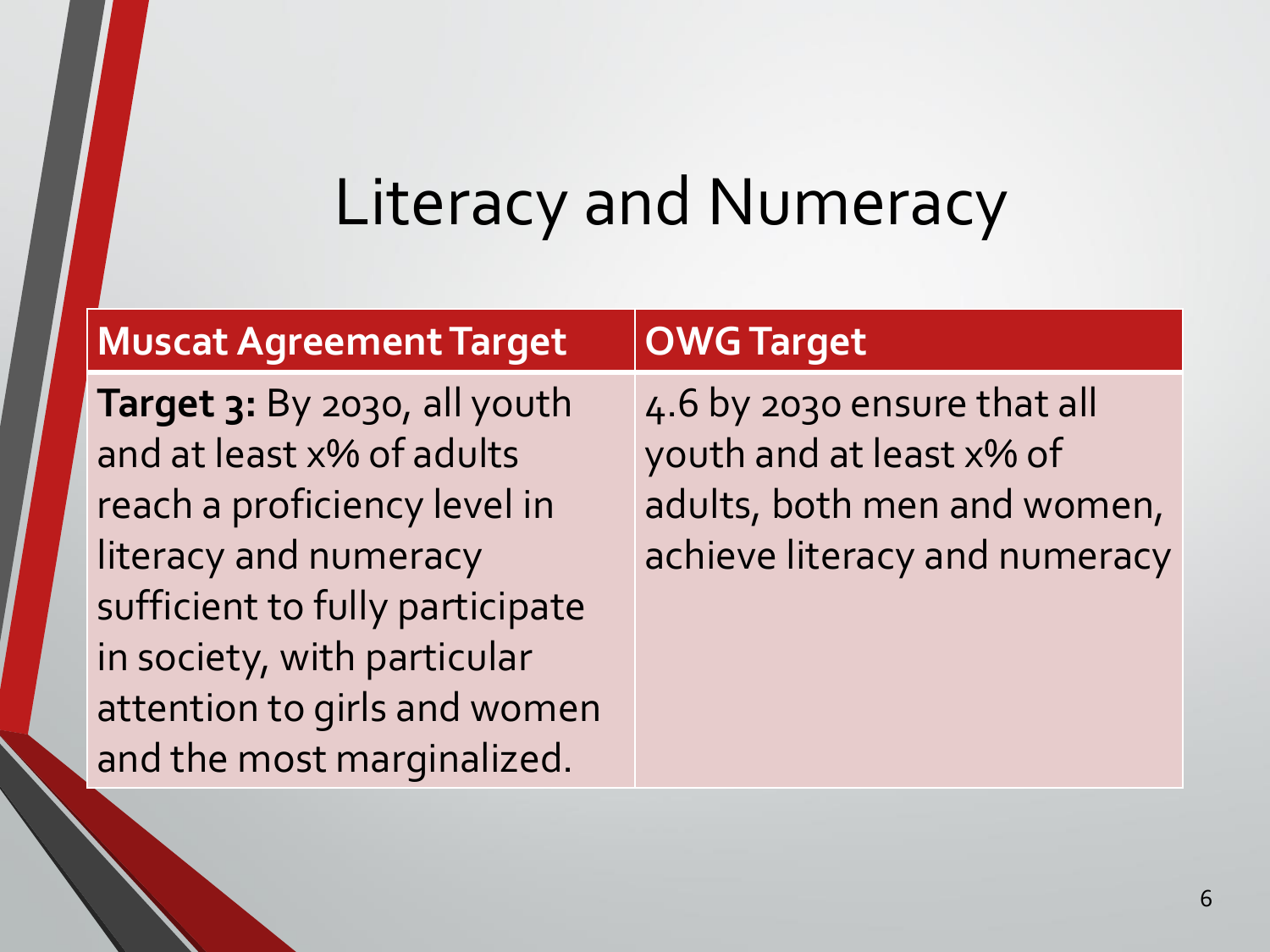# Literacy and Numeracy

| Muscat Agreement Target | OWG Target |
| --- | --- |
| **Target 3:** By 2030, all youth and at least x% of adults reach a proficiency level in literacy and numeracy sufficient to fully participate in society, with particular attention to girls and women and the most marginalized. | 4.6 by 2030 ensure that all youth and at least x% of adults, both men and women, achieve literacy and numeracy |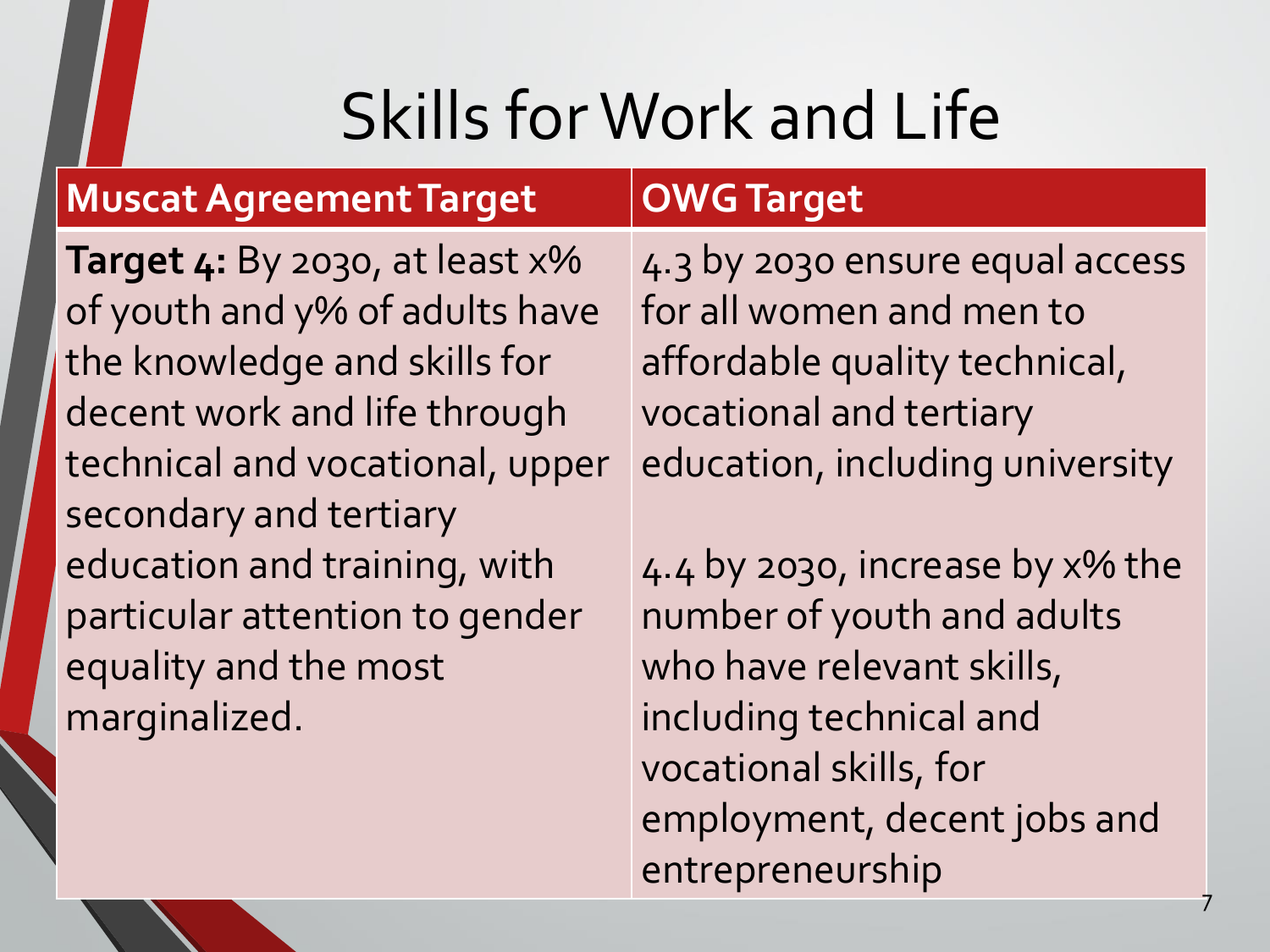# Skills for Work and Life

| Muscat Agreement Target | OWG Target |
|---|---|
| **Target 4:** By 2030, at least x% of youth and y% of adults have the knowledge and skills for decent work and life through technical and vocational, upper secondary and tertiary education and training, with particular attention to gender equality and the most marginalized. | 4.3 by 2030 ensure equal access for all women and men to affordable quality technical, vocational and tertiary education, including university<br><br>4.4 by 2030, increase by x% the number of youth and adults who have relevant skills, including technical and vocational skills, for employment, decent jobs and entrepreneurship |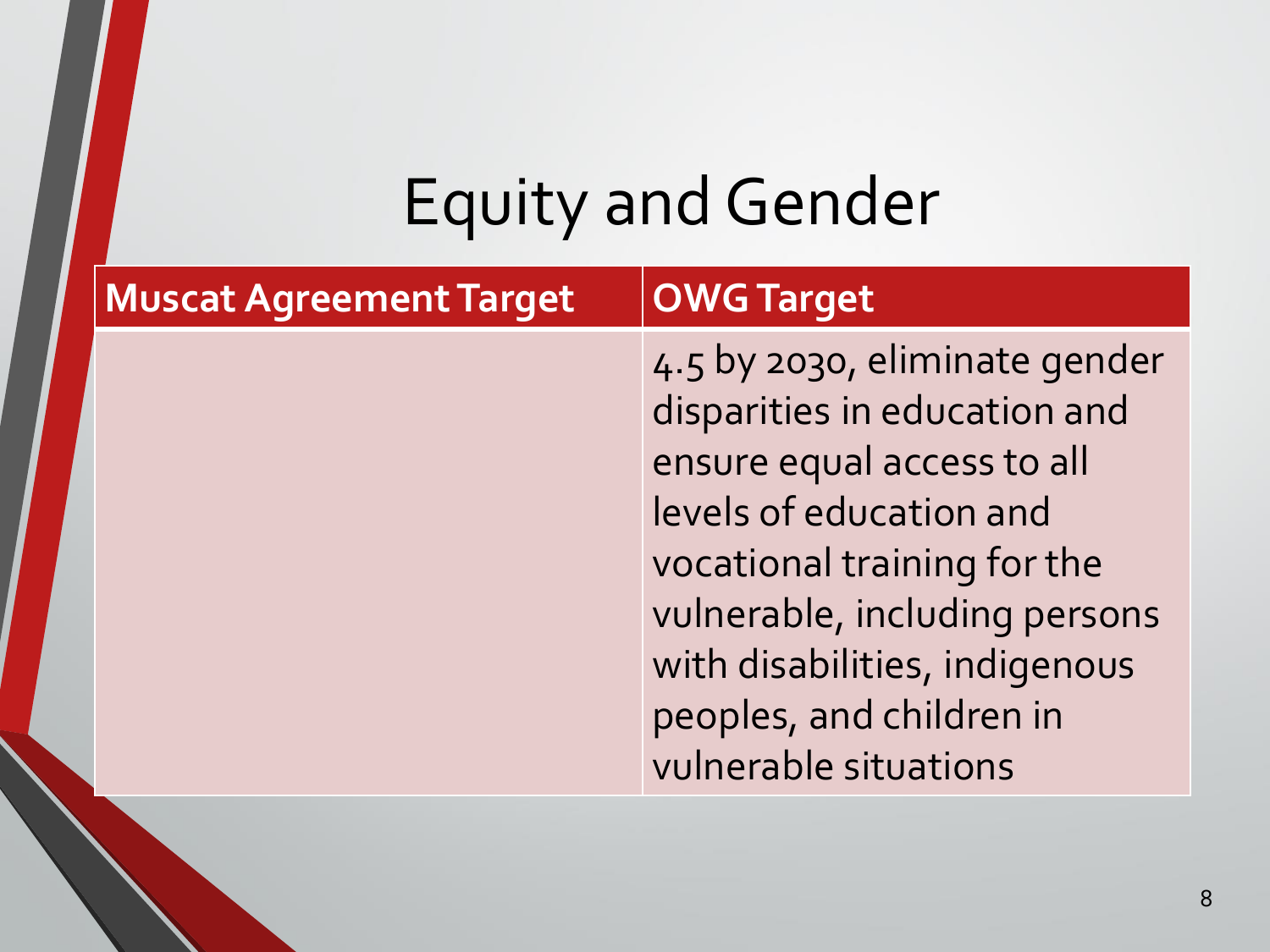# Equity and Gender

| Muscat Agreement Target | OWG Target |
| --- | --- |
| | 4.5 by 2030, eliminate gender disparities in education and ensure equal access to all levels of education and vocational training for the vulnerable, including persons with disabilities, indigenous peoples, and children in vulnerable situations |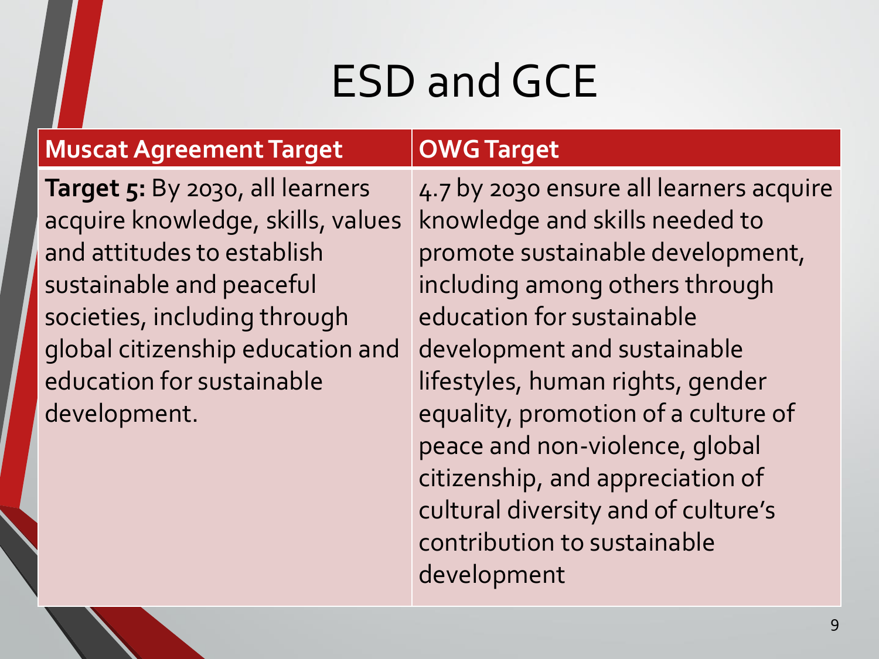# ESD and GCE

| Muscat Agreement Target | OWG Target |
| --- | --- |
| **Target 5:** By 2030, all learners acquire knowledge, skills, values and attitudes to establish sustainable and peaceful societies, including through global citizenship education and education for sustainable development. | 4.7 by 2030 ensure all learners acquire knowledge and skills needed to promote sustainable development, including among others through education for sustainable development and sustainable lifestyles, human rights, gender equality, promotion of a culture of peace and non-violence, global citizenship, and appreciation of cultural diversity and of culture's contribution to sustainable development |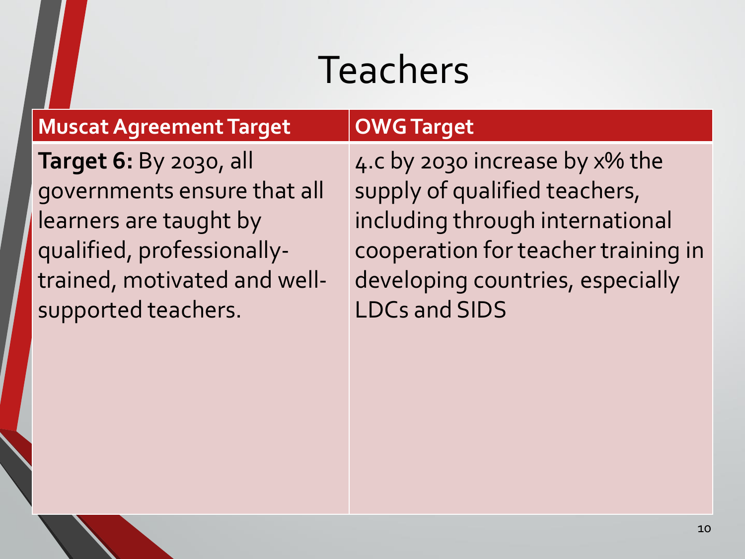# Teachers

| Muscat Agreement Target | OWG Target |
| --- | --- |
| **Target 6:** By 2030, all governments ensure that all learners are taught by qualified, professionally-trained, motivated and well-supported teachers. | 4.c by 2030 increase by x% the supply of qualified teachers, including through international cooperation for teacher training in developing countries, especially LDCs and SIDS |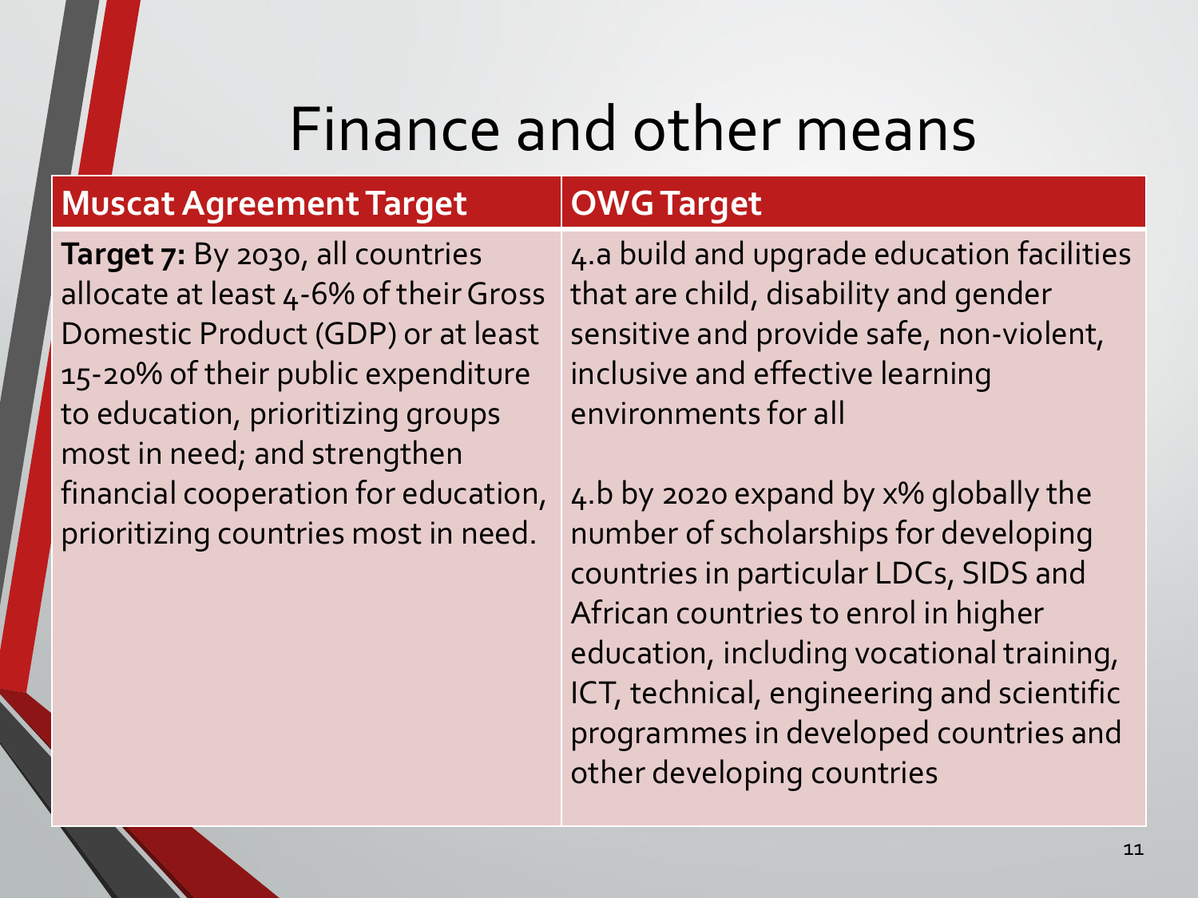# Finance and other means

| Muscat Agreement Target | OWG Target |
| --- | --- |
| **Target 7:** By 2030, all countries allocate at least 4-6% of their Gross Domestic Product (GDP) or at least 15-20% of their public expenditure to education, prioritizing groups most in need; and strengthen financial cooperation for education, prioritizing countries most in need. | 4.a build and upgrade education facilities that are child, disability and gender sensitive and provide safe, non-violent, inclusive and effective learning environments for all<br><br>4.b by 2020 expand by x% globally the number of scholarships for developing countries in particular LDCs, SIDS and African countries to enrol in higher education, including vocational training, ICT, technical, engineering and scientific programmes in developed countries and other developing countries |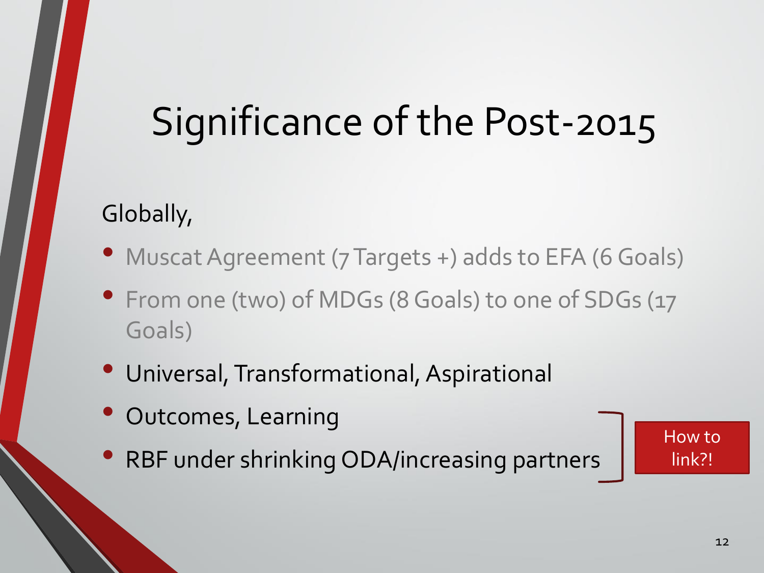# Significance of the Post-2015

Globally,

- Muscat Agreement (7 Targets +) adds to EFA (6 Goals)
- From one (two) of MDGs (8 Goals) to one of SDGs (17 Goals)
- Universal, Transformational, Aspirational
- Outcomes, Learning
- RBF under shrinking ODA/increasing partners

How to link?!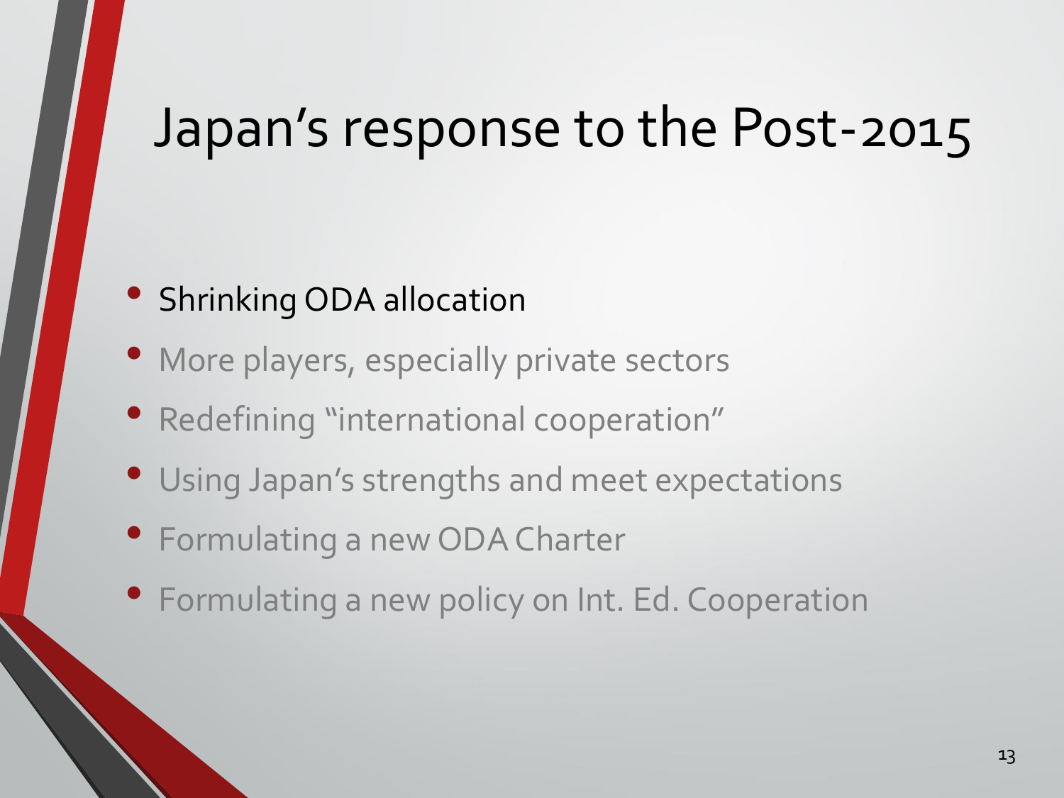# Japan's response to the Post-2015

- Shrinking ODA allocation
- More players, especially private sectors
- Redefining "international cooperation"
- Using Japan's strengths and meet expectations
- Formulating a new ODA Charter
- Formulating a new policy on Int. Ed. Cooperation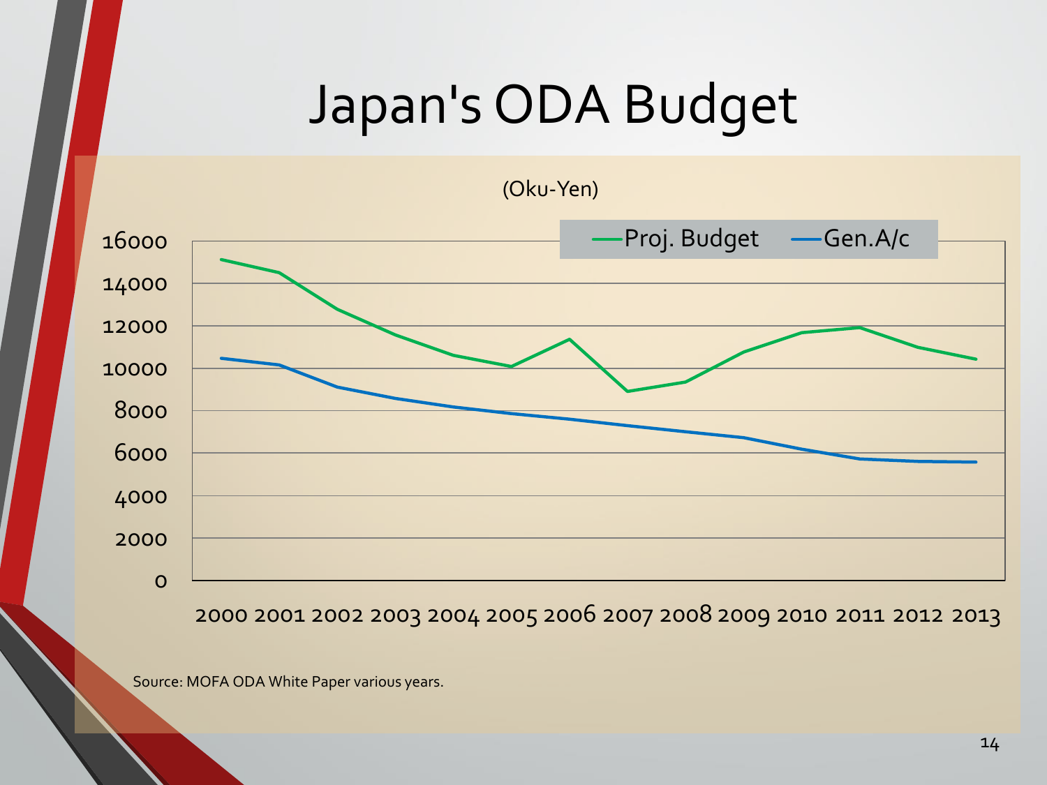# Japan's ODA Budget

(Oku-Yen)

Proj. Budget — Gen.A/c

16000
14000
12000
10000
8000
6000
4000
2000
0

2000 2001 2002 2003 2004 2005 2006 2007 2008 2009 2010 2011 2012 2013

Source: MOFA ODA White Paper various years.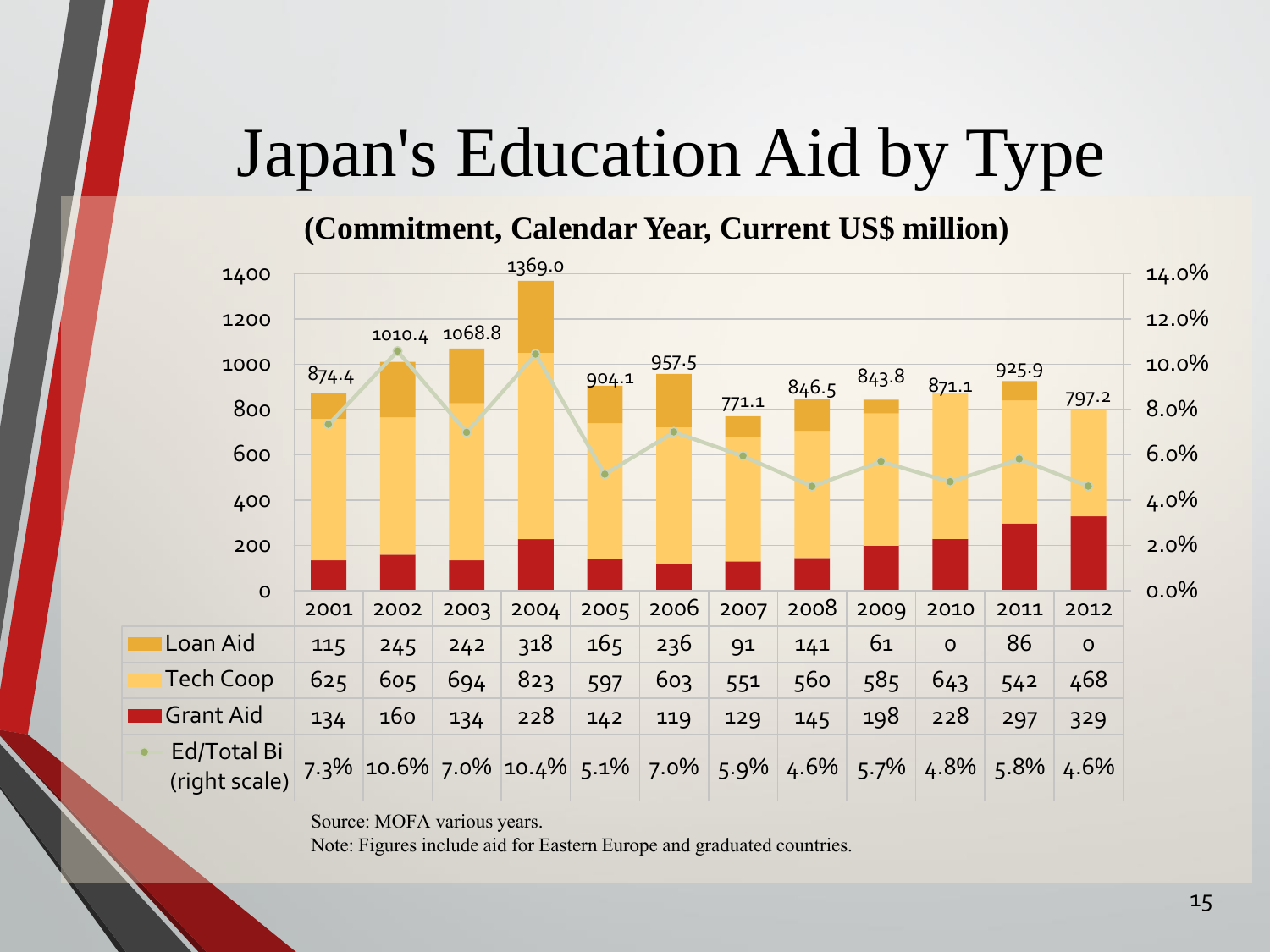# Japan's Education Aid by Type

**(Commitment, Calendar Year, Current US$ million)**

| | 2001 | 2002 | 2003 | 2004 | 2005 | 2006 | 2007 | 2008 | 2009 | 2010 | 2011 | 2012 |
|---|---|---|---|---|---|---|---|---|---|---|---|---|
| Total | 874.4 | 1010.4 | 1068.8 | 1369.0 | 904.1 | 957.5 | 771.1 | 846.5 | 843.8 | 871.1 | 925.9 | 797.2 |
| Loan Aid | 115 | 245 | 242 | 318 | 165 | 236 | 91 | 141 | 61 | 0 | 86 | 0 |
| Tech Coop | 625 | 605 | 694 | 823 | 597 | 603 | 551 | 560 | 585 | 643 | 542 | 468 |
| Grant Aid | 134 | 160 | 134 | 228 | 142 | 119 | 129 | 145 | 198 | 228 | 297 | 329 |
| Ed/Total Bi (right scale) | 7.3% | 10.6% | 7.0% | 10.4% | 5.1% | 7.0% | 5.9% | 4.6% | 5.7% | 4.8% | 5.8% | 4.6% |

Source: MOFA various years.

Note: Figures include aid for Eastern Europe and graduated countries.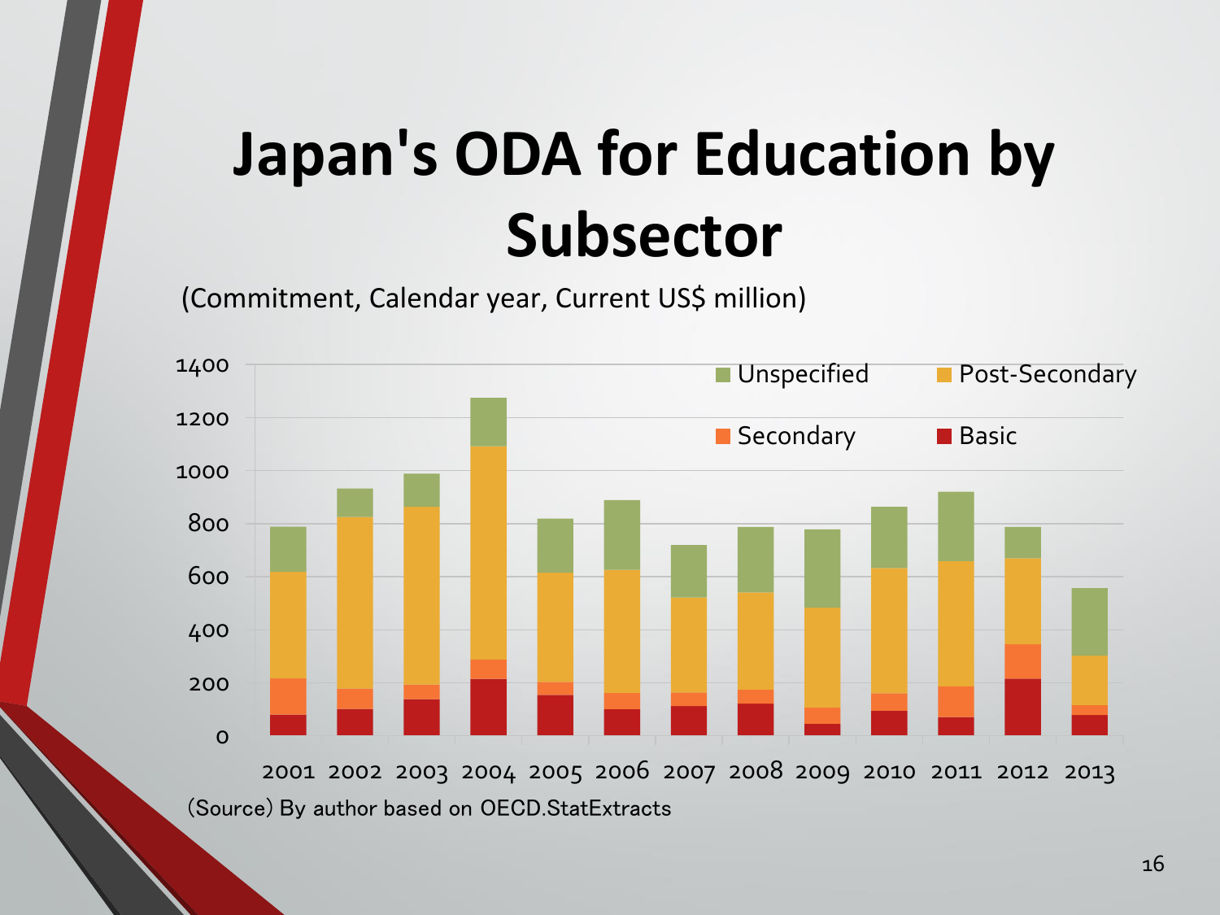# Japan's ODA for Education by Subsector

(Commitment, Calendar year, Current US$ million)

(Source) By author based on OECD.StatExtracts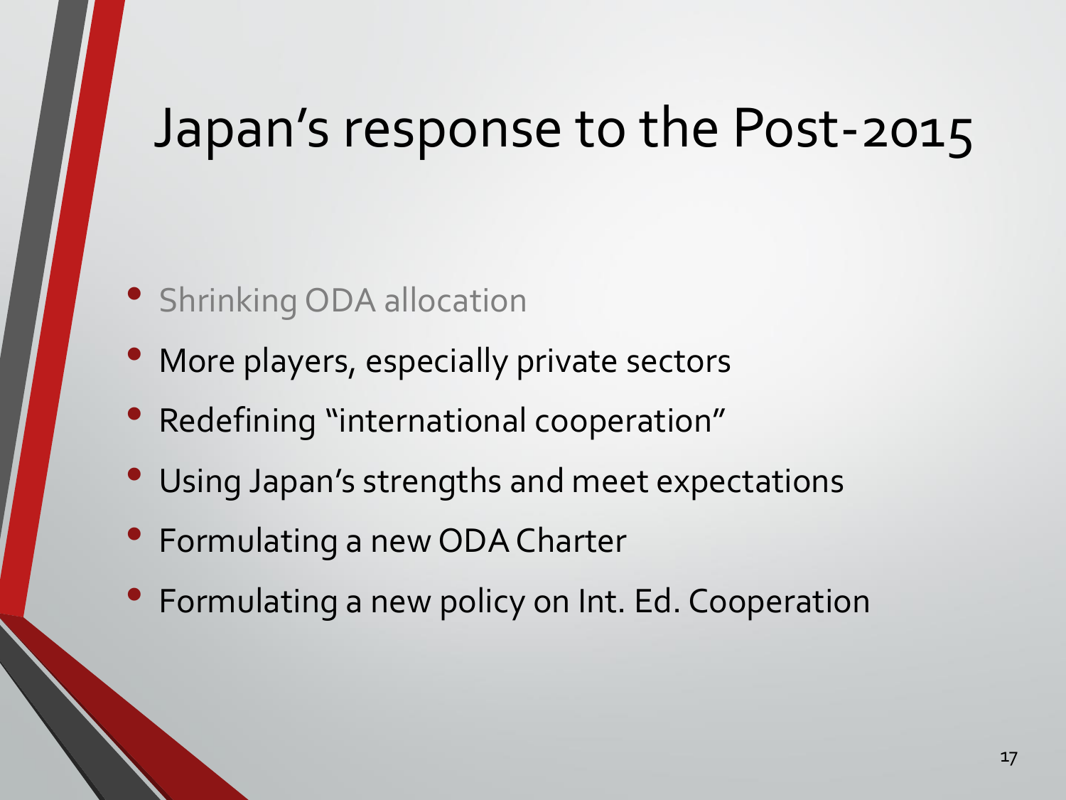# Japan's response to the Post-2015

- Shrinking ODA allocation
- More players, especially private sectors
- Redefining "international cooperation"
- Using Japan's strengths and meet expectations
- Formulating a new ODA Charter
- Formulating a new policy on Int. Ed. Cooperation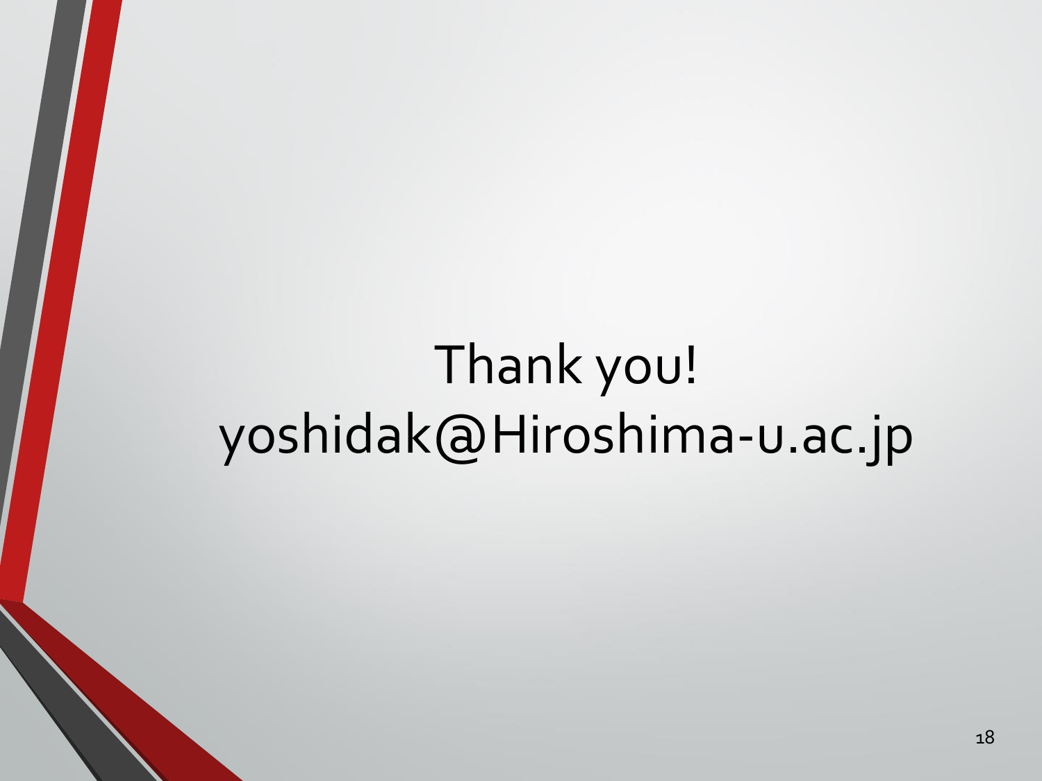Thank you!

yoshidak@Hiroshima-u.ac.jp